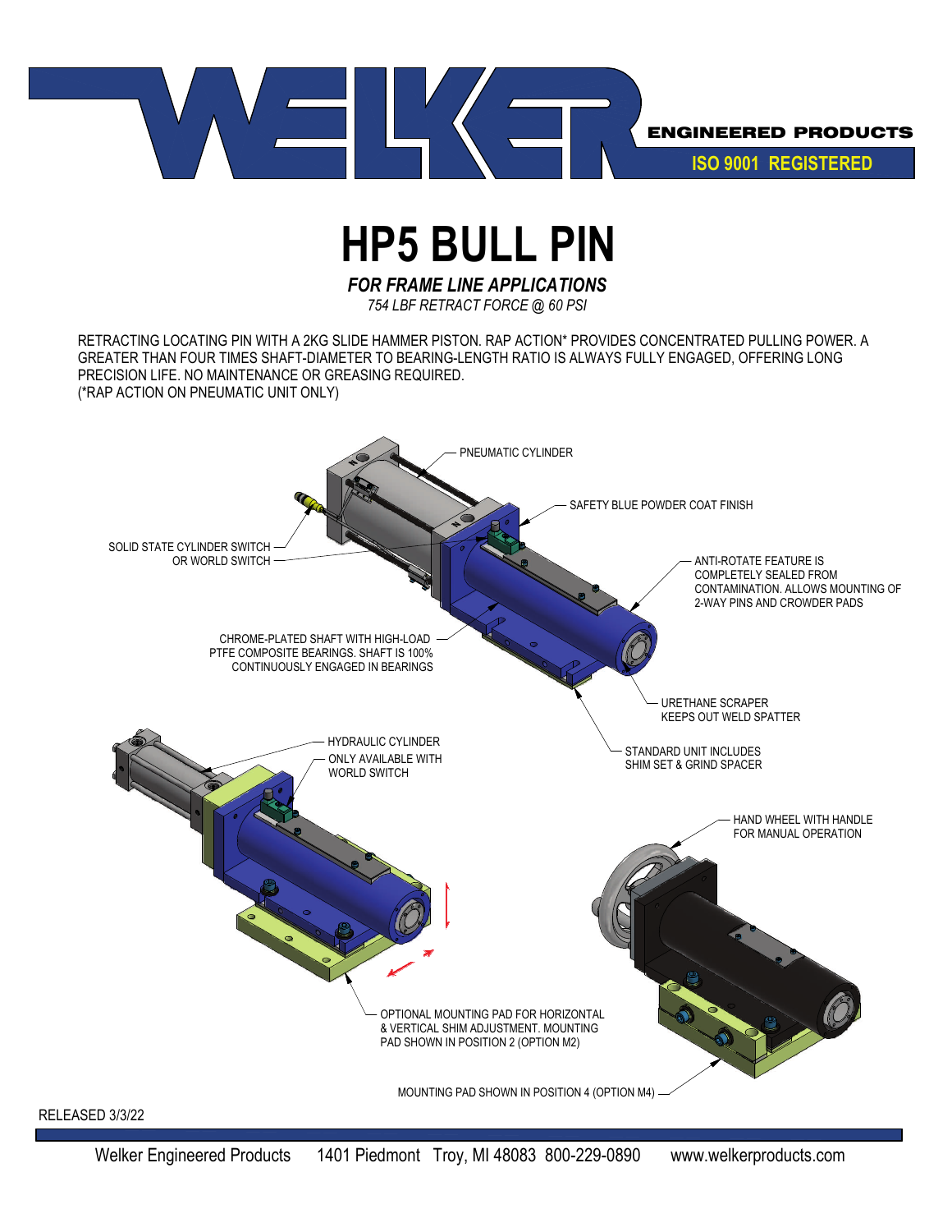WELKER ENGINEERED PRODUCTS

ISO 9001 REGISTERED

# HP5 BULL PIN

***FOR FRAME LINE APPLICATIONS***

*754 LBF RETRACT FORCE @ 60 PSI*

RETRACTING LOCATING PIN WITH A 2KG SLIDE HAMMER PISTON. RAP ACTION* PROVIDES CONCENTRATED PULLING POWER. A GREATER THAN FOUR TIMES SHAFT-DIAMETER TO BEARING-LENGTH RATIO IS ALWAYS FULLY ENGAGED, OFFERING LONG PRECISION LIFE. NO MAINTENANCE OR GREASING REQUIRED.
(*RAP ACTION ON PNEUMATIC UNIT ONLY)

- PNEUMATIC CYLINDER
- SAFETY BLUE POWDER COAT FINISH
- SOLID STATE CYLINDER SWITCH OR WORLD SWITCH
- ANTI-ROTATE FEATURE IS COMPLETELY SEALED FROM CONTAMINATION. ALLOWS MOUNTING OF 2-WAY PINS AND CROWDER PADS
- CHROME-PLATED SHAFT WITH HIGH-LOAD PTFE COMPOSITE BEARINGS. SHAFT IS 100% CONTINUOUSLY ENGAGED IN BEARINGS
- URETHANE SCRAPER KEEPS OUT WELD SPATTER
- STANDARD UNIT INCLUDES SHIM SET & GRIND SPACER
- HYDRAULIC CYLINDER
- ONLY AVAILABLE WITH WORLD SWITCH
- HAND WHEEL WITH HANDLE FOR MANUAL OPERATION
- OPTIONAL MOUNTING PAD FOR HORIZONTAL & VERTICAL SHIM ADJUSTMENT. MOUNTING PAD SHOWN IN POSITION 2 (OPTION M2)
- MOUNTING PAD SHOWN IN POSITION 4 (OPTION M4)

RELEASED 3/3/22

Welker Engineered Products 1401 Piedmont Troy, MI 48083 800-229-0890 www.welkerproducts.com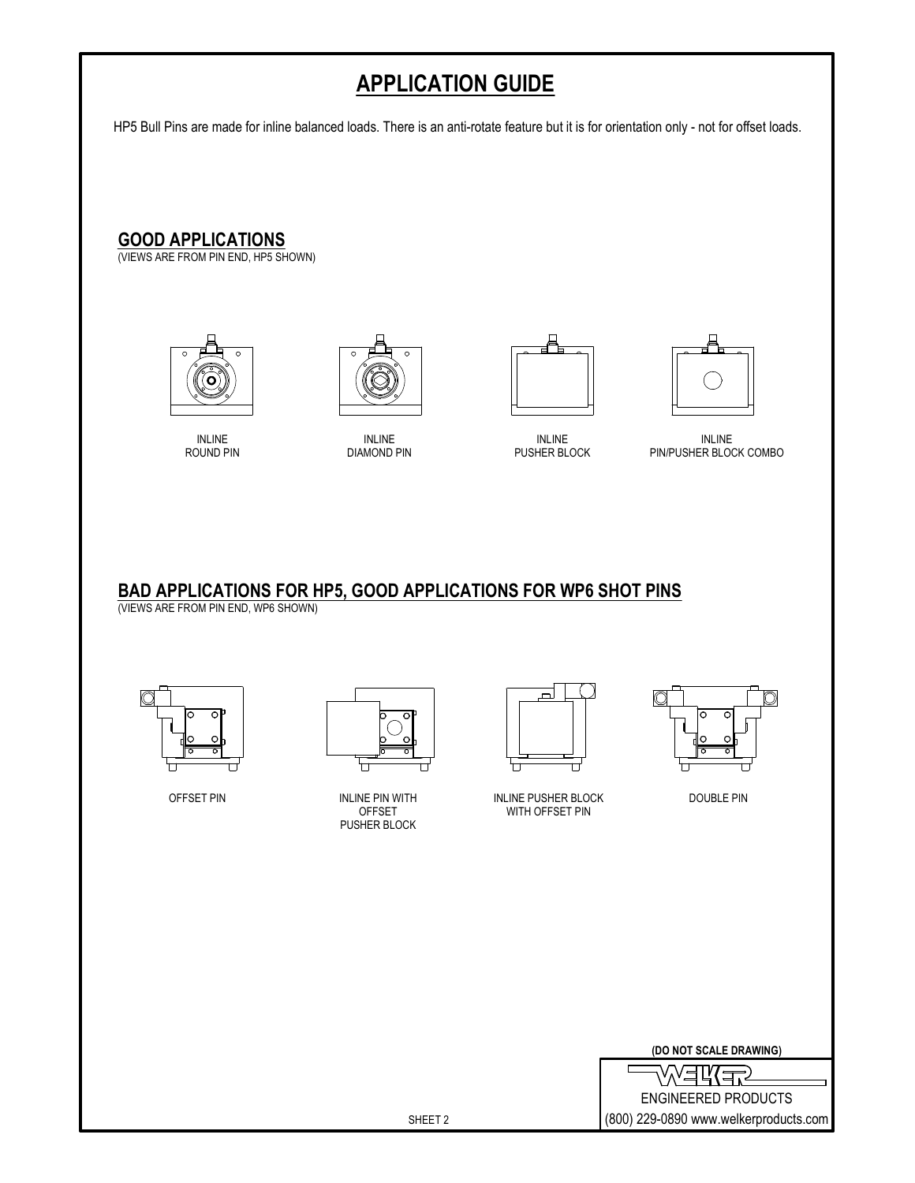# APPLICATION GUIDE

HP5 Bull Pins are made for inline balanced loads. There is an anti-rotate feature but it is for orientation only - not for offset loads.

## GOOD APPLICATIONS

(VIEWS ARE FROM PIN END, HP5 SHOWN)

INLINE ROUND PIN

INLINE DIAMOND PIN

INLINE PUSHER BLOCK

INLINE PIN/PUSHER BLOCK COMBO

## BAD APPLICATIONS FOR HP5, GOOD APPLICATIONS FOR WP6 SHOT PINS

(VIEWS ARE FROM PIN END, WP6 SHOWN)

OFFSET PIN

INLINE PIN WITH OFFSET PUSHER BLOCK

INLINE PUSHER BLOCK WITH OFFSET PIN

DOUBLE PIN

(DO NOT SCALE DRAWING)

WELKER ENGINEERED PRODUCTS

(800) 229-0890 www.welkerproducts.com

SHEET 2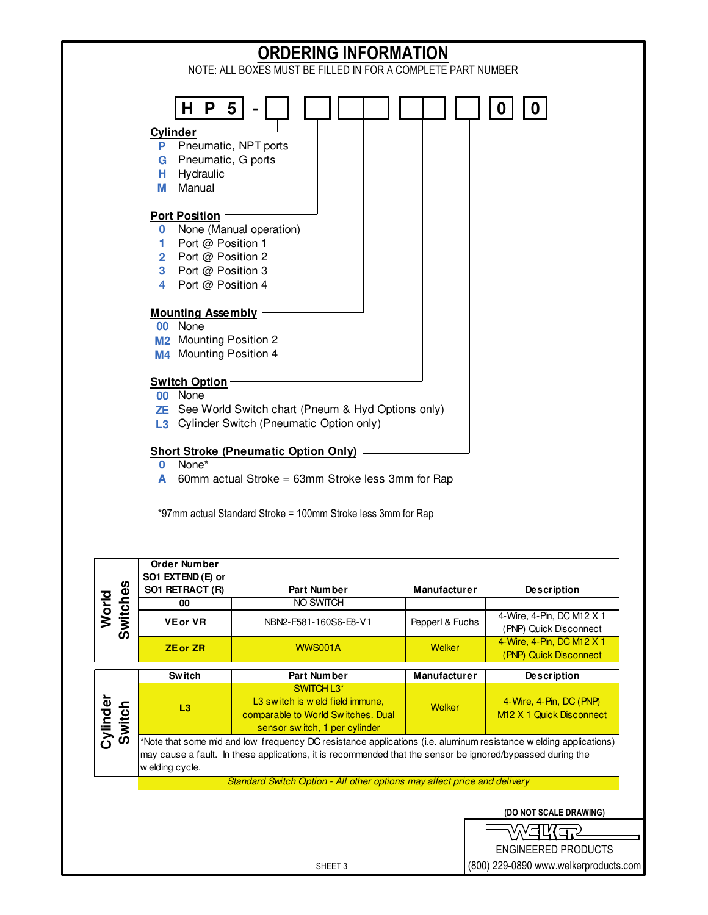# ORDERING INFORMATION

NOTE: ALL BOXES MUST BE FILLED IN FOR A COMPLETE PART NUMBER

**H P 5 - [ ] [ ] [ ][ ] [ ][ ] [ ] 0 0**

**Cylinder**

- **P** Pneumatic, NPT ports
- **G** Pneumatic, G ports
- **H** Hydraulic
- **M** Manual

**Port Position**

- **0** None (Manual operation)
- **1** Port @ Position 1
- **2** Port @ Position 2
- **3** Port @ Position 3
- 4 Port @ Position 4

**Mounting Assembly**

- **00** None
- **M2** Mounting Position 2
- **M4** Mounting Position 4

**Switch Option**

- **00** None
- **ZE** See World Switch chart (Pneum & Hyd Options only)
- **L3** Cylinder Switch (Pneumatic Option only)

**Short Stroke (Pneumatic Option Only)**

- **0** None*
- **A** 60mm actual Stroke = 63mm Stroke less 3mm for Rap

*97mm actual Standard Stroke = 100mm Stroke less 3mm for Rap

**World Switches**

| Order Number SO1 EXTEND (E) or SO1 RETRACT (R) | Part Number | Manufacturer | Description |
|---|---|---|---|
| 00 | NO SWITCH | | |
| VE or VR | NBN2-F581-160S6-E8-V1 | Pepperl & Fuchs | 4-Wire, 4-Pin, DC M12 X 1 (PNP) Quick Disconnect |
| ZE or ZR | WWS001A | Welker | 4-Wire, 4-Pin, DC M12 X 1 (PNP) Quick Disconnect |

**Cylinder Switch**

| Switch | Part Number | Manufacturer | Description |
|---|---|---|---|
| L3 | SWITCH L3* L3 switch is weld field immune, comparable to World Switches. Dual sensor switch, 1 per cylinder | Welker | 4-Wire, 4-Pin, DC (PNP) M12 X 1 Quick Disconnect |

*Note that some mid and low frequency DC resistance applications (i.e. aluminum resistance welding applications) may cause a fault. In these applications, it is recommended that the sensor be ignored/bypassed during the welding cycle.

*Standard Switch Option - All other options may affect price and delivery*

(DO NOT SCALE DRAWING)

WELKER ENGINEERED PRODUCTS
(800) 229-0890 www.welkerproducts.com

SHEET 3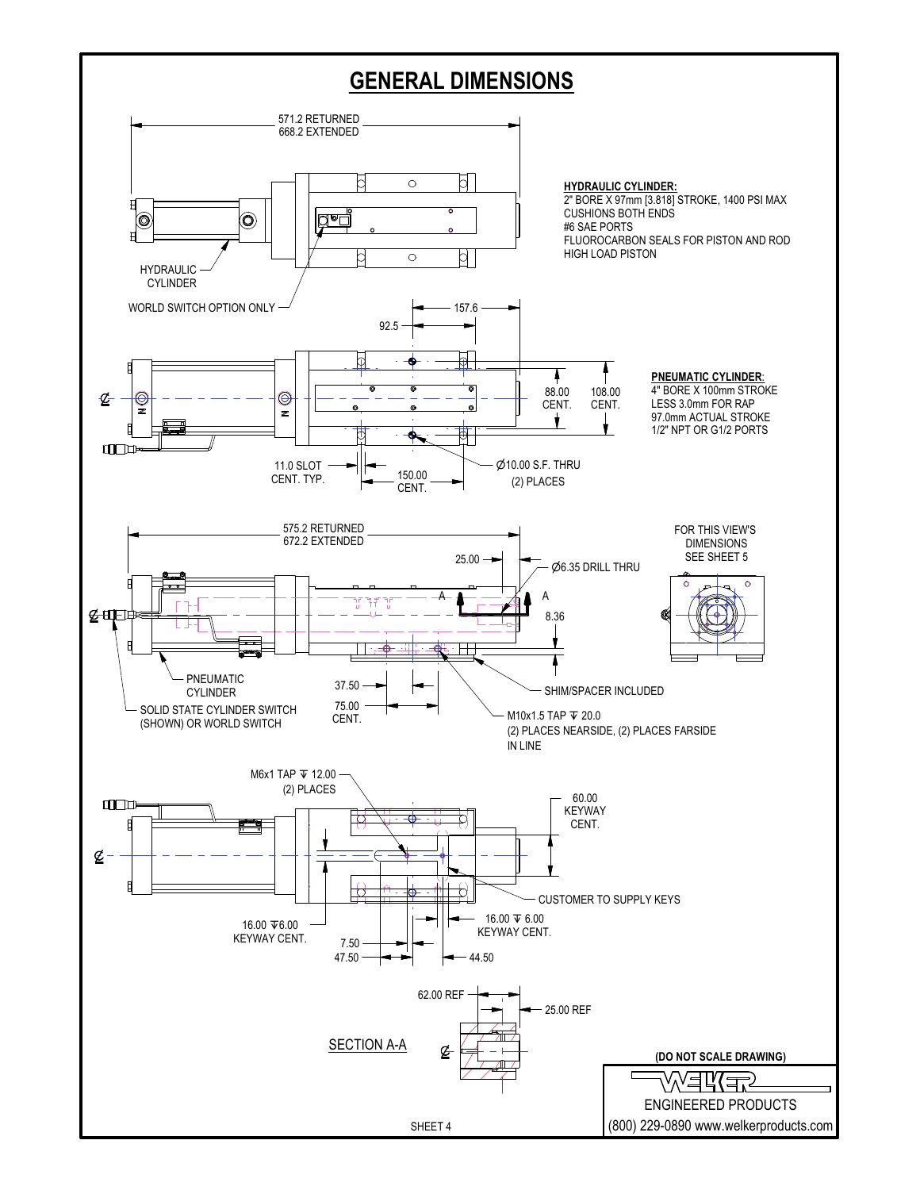# GENERAL DIMENSIONS

571.2 RETURNED
668.2 EXTENDED

**HYDRAULIC CYLINDER:**
2" BORE X 97mm [3.818] STROKE, 1400 PSI MAX
CUSHIONS BOTH ENDS
#6 SAE PORTS
FLUOROCARBON SEALS FOR PISTON AND ROD
HIGH LOAD PISTON

HYDRAULIC CYLINDER

WORLD SWITCH OPTION ONLY

157.6

92.5

88.00 CENT.

108.00 CENT.

**PNEUMATIC CYLINDER**:
4" BORE X 100mm STROKE
LESS 3.0mm FOR RAP
97.0mm ACTUAL STROKE
1/2" NPT OR G1/2 PORTS

11.0 SLOT CENT. TYP.

150.00 CENT.

Ø10.00 S.F. THRU (2) PLACES

575.2 RETURNED
672.2 EXTENDED

25.00

Ø6.35 DRILL THRU

A A

8.36

FOR THIS VIEW'S DIMENSIONS SEE SHEET 5

PNEUMATIC CYLINDER

SOLID STATE CYLINDER SWITCH (SHOWN) OR WORLD SWITCH

37.50

75.00 CENT.

SHIM/SPACER INCLUDED

M10x1.5 TAP ↧ 20.0
(2) PLACES NEARSIDE, (2) PLACES FARSIDE IN LINE

M6x1 TAP ↧ 12.00
(2) PLACES

60.00 KEYWAY CENT.

CUSTOMER TO SUPPLY KEYS

16.00 ↧6.00 KEYWAY CENT.

16.00 ↧ 6.00 KEYWAY CENT.

7.50

47.50

44.50

62.00 REF

25.00 REF

SECTION A-A

(DO NOT SCALE DRAWING)

WELKER
ENGINEERED PRODUCTS
(800) 229-0890 www.welkerproducts.com

SHEET 4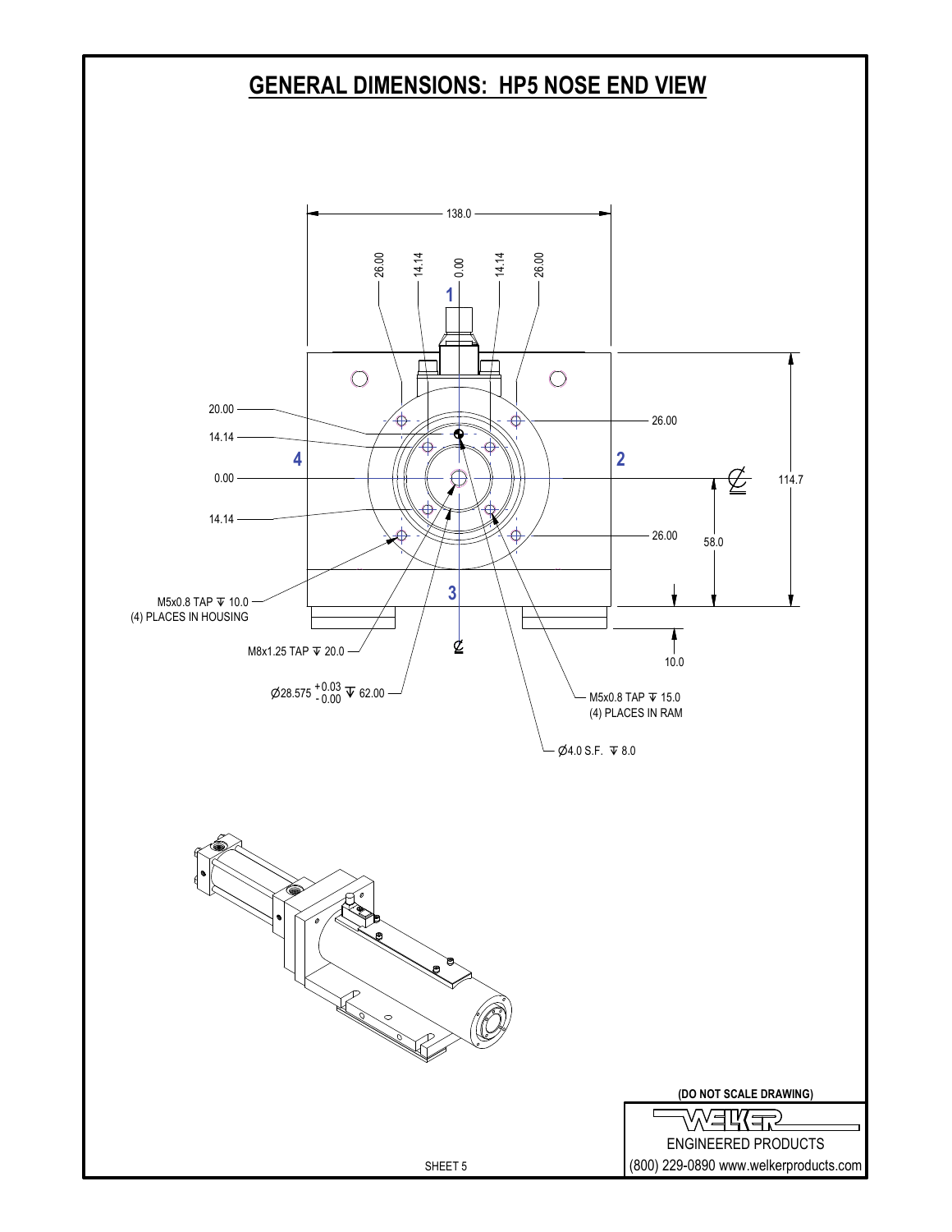# GENERAL DIMENSIONS: HP5 NOSE END VIEW

138.0

26.00 14.14 0.00 14.14 26.00

1

20.00

14.14

4

0.00

14.14

2

26.00

26.00

114.7

58.0

3

10.0

M5x0.8 TAP ↧ 10.0
(4) PLACES IN HOUSING

M8x1.25 TAP ↧ 20.0

Ø28.575 $^{+0.03}_{-0.00}$ ↧ 62.00

M5x0.8 TAP ↧ 15.0
(4) PLACES IN RAM

Ø4.0 S.F. ↧ 8.0

(DO NOT SCALE DRAWING)

WELKER
ENGINEERED PRODUCTS
(800) 229-0890 www.welkerproducts.com

SHEET 5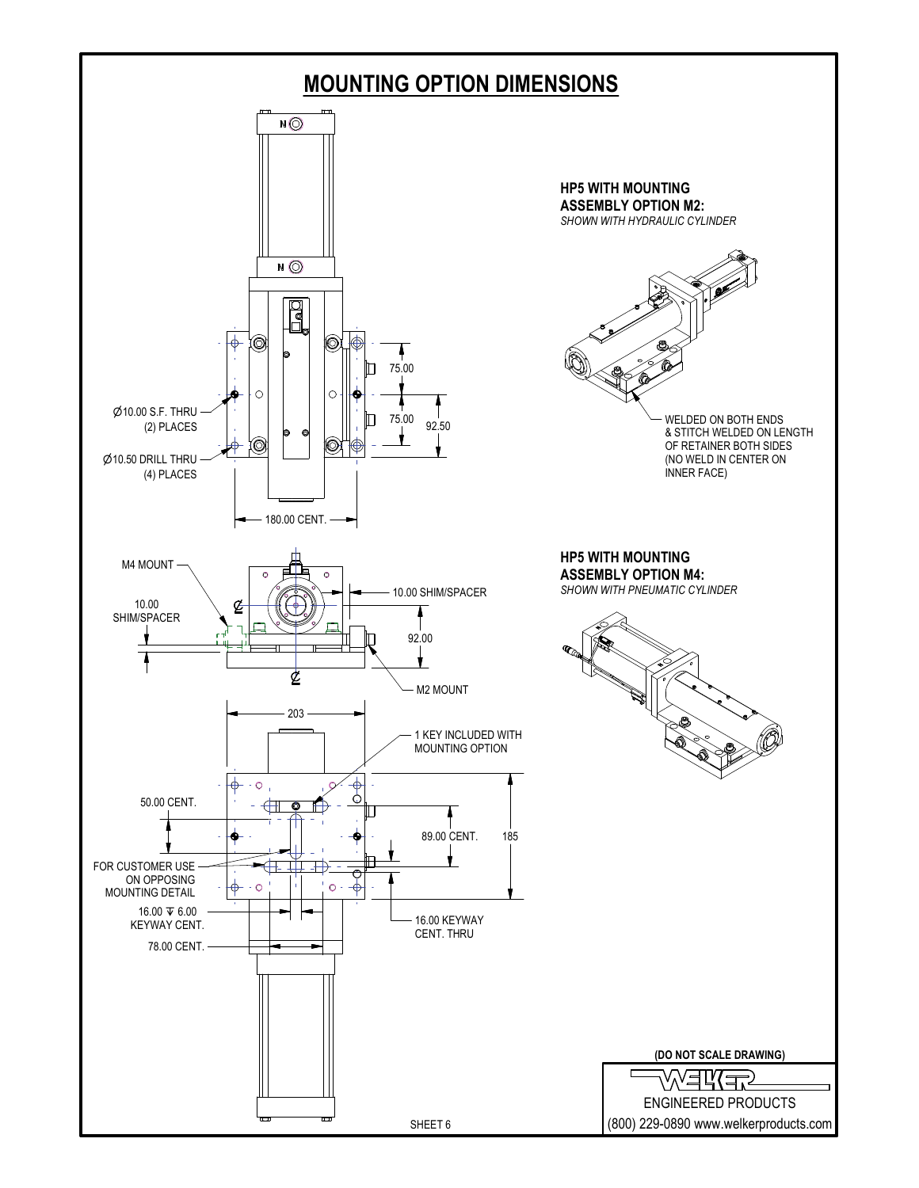# MOUNTING OPTION DIMENSIONS

**HP5 WITH MOUNTING ASSEMBLY OPTION M2:**
*SHOWN WITH HYDRAULIC CYLINDER*

WELDED ON BOTH ENDS & STITCH WELDED ON LENGTH OF RETAINER BOTH SIDES (NO WELD IN CENTER ON INNER FACE)

**HP5 WITH MOUNTING ASSEMBLY OPTION M4:**
*SHOWN WITH PNEUMATIC CYLINDER*

Ø10.00 S.F. THRU (2) PLACES

Ø10.50 DRILL THRU (4) PLACES

75.00

75.00

92.50

180.00 CENT.

M4 MOUNT

10.00 SHIM/SPACER

10.00 SHIM/SPACER

92.00

M2 MOUNT

203

1 KEY INCLUDED WITH MOUNTING OPTION

50.00 CENT.

89.00 CENT.

185

FOR CUSTOMER USE ON OPPOSING MOUNTING DETAIL

16.00 ↧ 6.00 KEYWAY CENT.

16.00 KEYWAY CENT. THRU

78.00 CENT.

**(DO NOT SCALE DRAWING)**

WELKER
ENGINEERED PRODUCTS
(800) 229-0890 www.welkerproducts.com

SHEET 6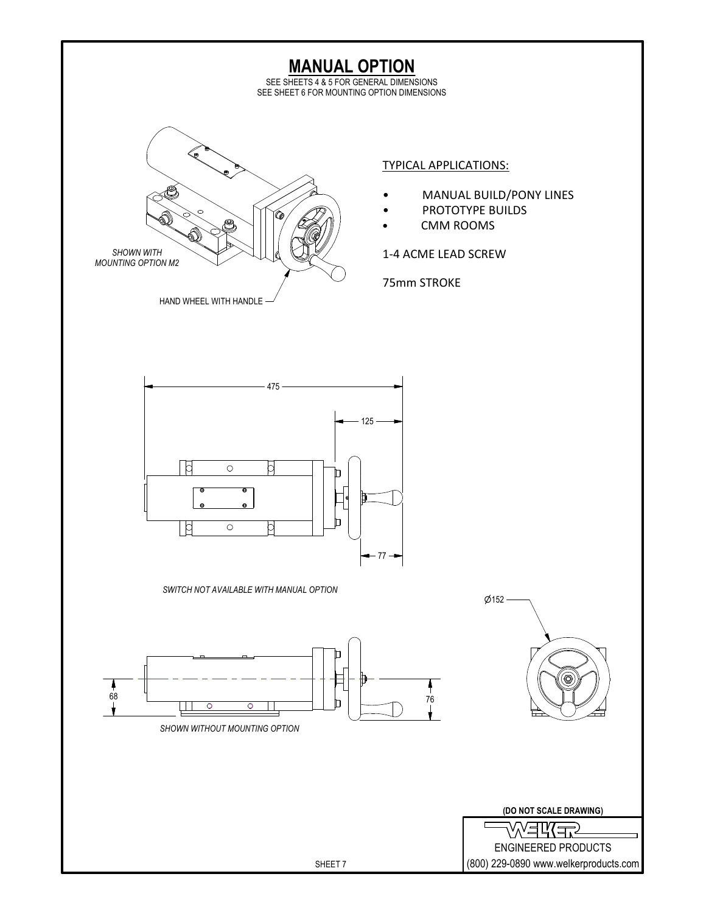# MANUAL OPTION

SEE SHEETS 4 & 5 FOR GENERAL DIMENSIONS
SEE SHEET 6 FOR MOUNTING OPTION DIMENSIONS

*SHOWN WITH MOUNTING OPTION M2*

HAND WHEEL WITH HANDLE

TYPICAL APPLICATIONS:

- MANUAL BUILD/PONY LINES
- PROTOTYPE BUILDS
- CMM ROOMS

1-4 ACME LEAD SCREW

75mm STROKE

475

125

77

*SWITCH NOT AVAILABLE WITH MANUAL OPTION*

Ø152

68

76

*SHOWN WITHOUT MOUNTING OPTION*

**(DO NOT SCALE DRAWING)**

WELKER
ENGINEERED PRODUCTS
(800) 229-0890 www.welkerproducts.com

SHEET 7